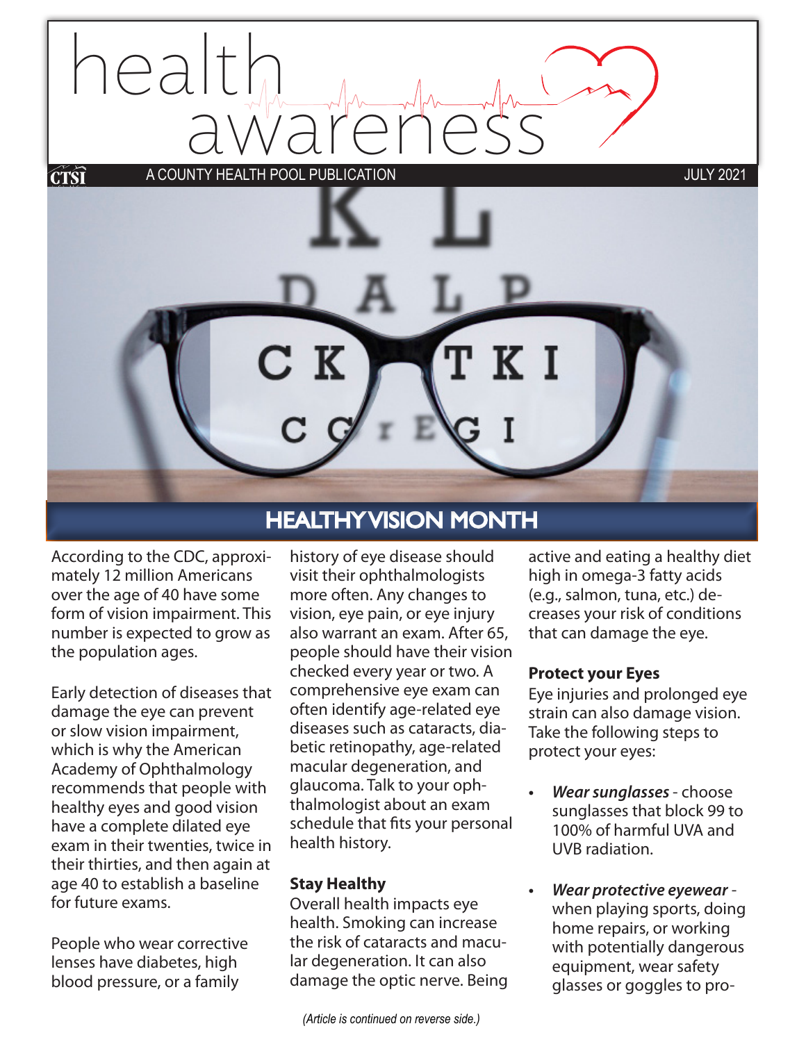# health awareness

A COUNTY HEALTH POOL PUBLICATION

JULY 2021

## HEALTHY VISION MONTH

According to the CDC, approximately 12 million Americans over the age of 40 have some form of vision impairment. This number is expected to grow as the population ages.

Early detection of diseases that damage the eye can prevent or slow vision impairment, which is why the American Academy of Ophthalmology recommends that people with healthy eyes and good vision have a complete dilated eye exam in their twenties, twice in their thirties, and then again at age 40 to establish a baseline for future exams.

People who wear corrective lenses have diabetes, high blood pressure, or a family history of eye disease should visit their ophthalmologists more often. Any changes to vision, eye pain, or eye injury also warrant an exam. After 65, people should have their vision checked every year or two. A comprehensive eye exam can often identify age-related eye diseases such as cataracts, diabetic retinopathy, age-related macular degeneration, and glaucoma. Talk to your ophthalmologist about an exam schedule that fits your personal health history.

### Stay Healthy

Overall health impacts eye health. Smoking can increase the risk of cataracts and macular degeneration. It can also damage the optic nerve. Being active and eating a healthy diet high in omega-3 fatty acids (e.g., salmon, tuna, etc.) decreases your risk of conditions that can damage the eye.

### Protect your Eyes

Eye injuries and prolonged eye strain can also damage vision. Take the following steps to protect your eyes:

- ***Wear sunglasses*** - choose sunglasses that block 99 to 100% of harmful UVA and UVB radiation.
- ***Wear protective eyewear*** - when playing sports, doing home repairs, or working with potentially dangerous equipment, wear safety glasses or goggles to pro-

*(Article is continued on reverse side.)*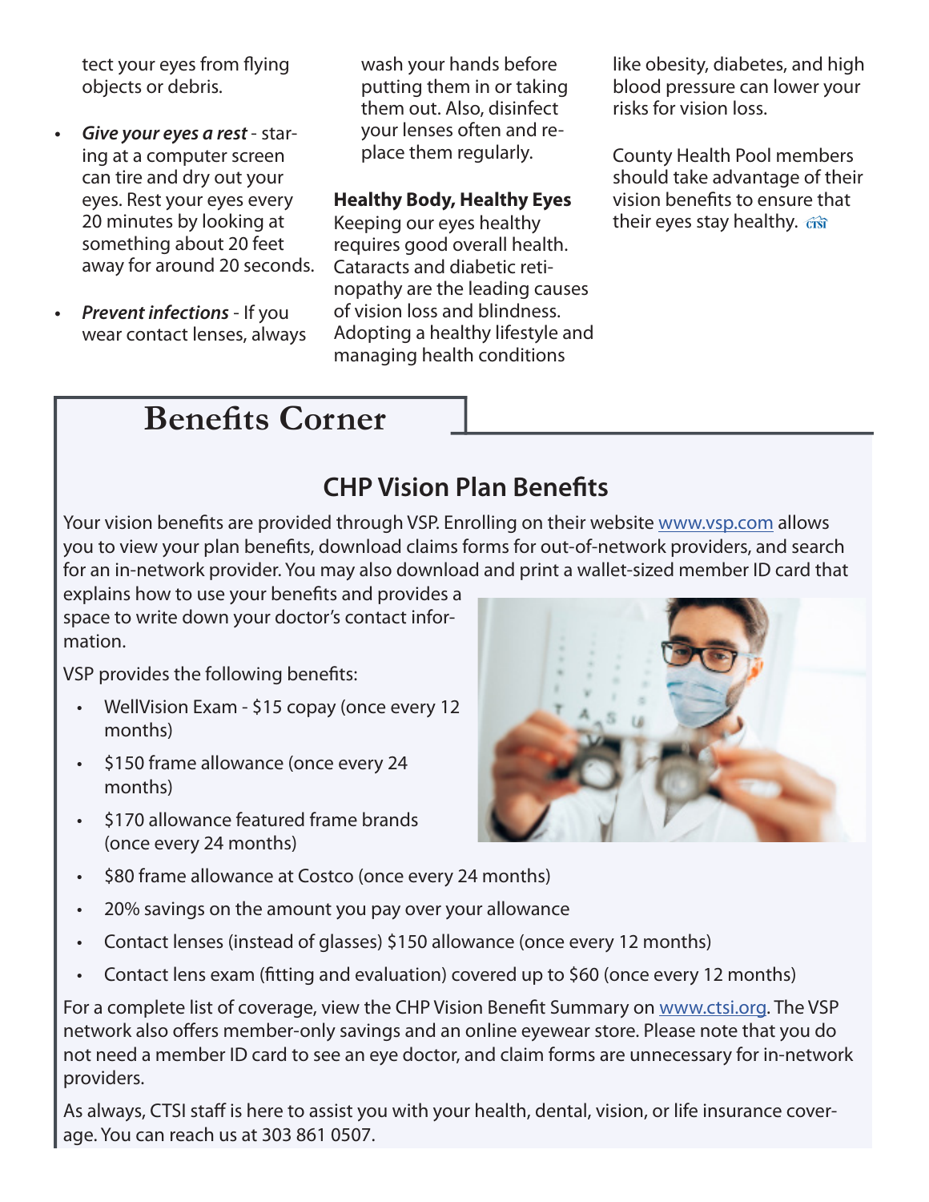tect your eyes from flying objects or debris.

- *Give your eyes a rest* - staring at a computer screen can tire and dry out your eyes. Rest your eyes every 20 minutes by looking at something about 20 feet away for around 20 seconds.
- *Prevent infections* - If you wear contact lenses, always wash your hands before putting them in or taking them out. Also, disinfect your lenses often and replace them regularly.

**Healthy Body, Healthy Eyes**
Keeping our eyes healthy requires good overall health. Cataracts and diabetic retinopathy are the leading causes of vision loss and blindness. Adopting a healthy lifestyle and managing health conditions like obesity, diabetes, and high blood pressure can lower your risks for vision loss.

County Health Pool members should take advantage of their vision benefits to ensure that their eyes stay healthy.

# Benefits Corner

## CHP Vision Plan Benefits

Your vision benefits are provided through VSP. Enrolling on their website www.vsp.com allows you to view your plan benefits, download claims forms for out-of-network providers, and search for an in-network provider. You may also download and print a wallet-sized member ID card that explains how to use your benefits and provides a space to write down your doctor's contact information.

VSP provides the following benefits:

- WellVision Exam - $15 copay (once every 12 months)
- $150 frame allowance (once every 24 months)
- $170 allowance featured frame brands (once every 24 months)
- $80 frame allowance at Costco (once every 24 months)
- 20% savings on the amount you pay over your allowance
- Contact lenses (instead of glasses) $150 allowance (once every 12 months)
- Contact lens exam (fitting and evaluation) covered up to $60 (once every 12 months)

For a complete list of coverage, view the CHP Vision Benefit Summary on www.ctsi.org. The VSP network also offers member-only savings and an online eyewear store. Please note that you do not need a member ID card to see an eye doctor, and claim forms are unnecessary for in-network providers.

As always, CTSI staff is here to assist you with your health, dental, vision, or life insurance coverage. You can reach us at 303 861 0507.